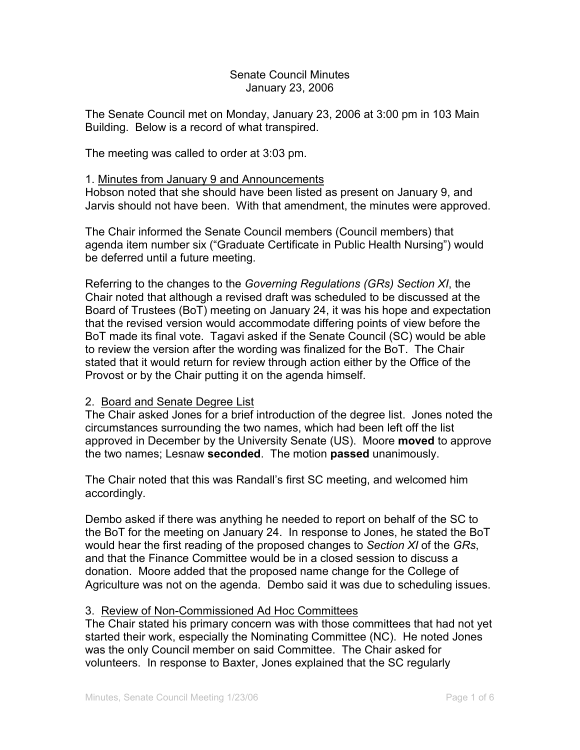# Senate Council Minutes
## January 23, 2006

The Senate Council met on Monday, January 23, 2006 at 3:00 pm in 103 Main Building. Below is a record of what transpired.

The meeting was called to order at 3:03 pm.

1. <u>Minutes from January 9 and Announcements</u>
Hobson noted that she should have been listed as present on January 9, and Jarvis should not have been. With that amendment, the minutes were approved.

The Chair informed the Senate Council members (Council members) that agenda item number six ("Graduate Certificate in Public Health Nursing") would be deferred until a future meeting.

Referring to the changes to the *Governing Regulations (GRs) Section XI*, the Chair noted that although a revised draft was scheduled to be discussed at the Board of Trustees (BoT) meeting on January 24, it was his hope and expectation that the revised version would accommodate differing points of view before the BoT made its final vote. Tagavi asked if the Senate Council (SC) would be able to review the version after the wording was finalized for the BoT. The Chair stated that it would return for review through action either by the Office of the Provost or by the Chair putting it on the agenda himself.

2. <u>Board and Senate Degree List</u>
The Chair asked Jones for a brief introduction of the degree list. Jones noted the circumstances surrounding the two names, which had been left off the list approved in December by the University Senate (US). Moore **moved** to approve the two names; Lesnaw **seconded**. The motion **passed** unanimously.

The Chair noted that this was Randall's first SC meeting, and welcomed him accordingly.

Dembo asked if there was anything he needed to report on behalf of the SC to the BoT for the meeting on January 24. In response to Jones, he stated the BoT would hear the first reading of the proposed changes to *Section XI* of the *GRs*, and that the Finance Committee would be in a closed session to discuss a donation. Moore added that the proposed name change for the College of Agriculture was not on the agenda. Dembo said it was due to scheduling issues.

3. <u>Review of Non-Commissioned Ad Hoc Committees</u>
The Chair stated his primary concern was with those committees that had not yet started their work, especially the Nominating Committee (NC). He noted Jones was the only Council member on said Committee. The Chair asked for volunteers. In response to Baxter, Jones explained that the SC regularly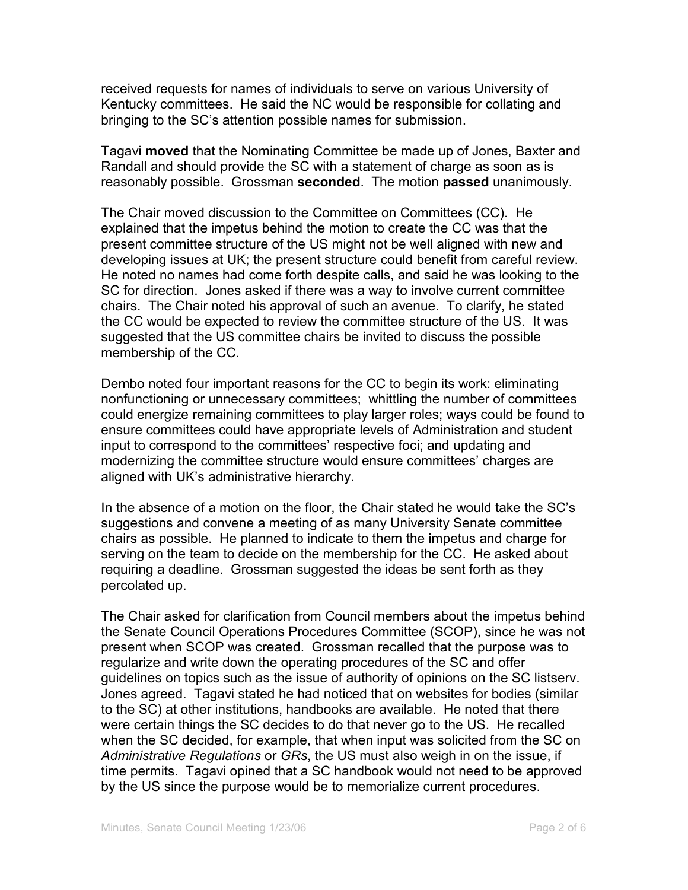received requests for names of individuals to serve on various University of Kentucky committees. He said the NC would be responsible for collating and bringing to the SC's attention possible names for submission.

Tagavi **moved** that the Nominating Committee be made up of Jones, Baxter and Randall and should provide the SC with a statement of charge as soon as is reasonably possible. Grossman **seconded**. The motion **passed** unanimously.

The Chair moved discussion to the Committee on Committees (CC). He explained that the impetus behind the motion to create the CC was that the present committee structure of the US might not be well aligned with new and developing issues at UK; the present structure could benefit from careful review. He noted no names had come forth despite calls, and said he was looking to the SC for direction. Jones asked if there was a way to involve current committee chairs. The Chair noted his approval of such an avenue. To clarify, he stated the CC would be expected to review the committee structure of the US. It was suggested that the US committee chairs be invited to discuss the possible membership of the CC.

Dembo noted four important reasons for the CC to begin its work: eliminating nonfunctioning or unnecessary committees; whittling the number of committees could energize remaining committees to play larger roles; ways could be found to ensure committees could have appropriate levels of Administration and student input to correspond to the committees' respective foci; and updating and modernizing the committee structure would ensure committees' charges are aligned with UK's administrative hierarchy.

In the absence of a motion on the floor, the Chair stated he would take the SC's suggestions and convene a meeting of as many University Senate committee chairs as possible. He planned to indicate to them the impetus and charge for serving on the team to decide on the membership for the CC. He asked about requiring a deadline. Grossman suggested the ideas be sent forth as they percolated up.

The Chair asked for clarification from Council members about the impetus behind the Senate Council Operations Procedures Committee (SCOP), since he was not present when SCOP was created. Grossman recalled that the purpose was to regularize and write down the operating procedures of the SC and offer guidelines on topics such as the issue of authority of opinions on the SC listserv. Jones agreed. Tagavi stated he had noticed that on websites for bodies (similar to the SC) at other institutions, handbooks are available. He noted that there were certain things the SC decides to do that never go to the US. He recalled when the SC decided, for example, that when input was solicited from the SC on *Administrative Regulations* or *GRs*, the US must also weigh in on the issue, if time permits. Tagavi opined that a SC handbook would not need to be approved by the US since the purpose would be to memorialize current procedures.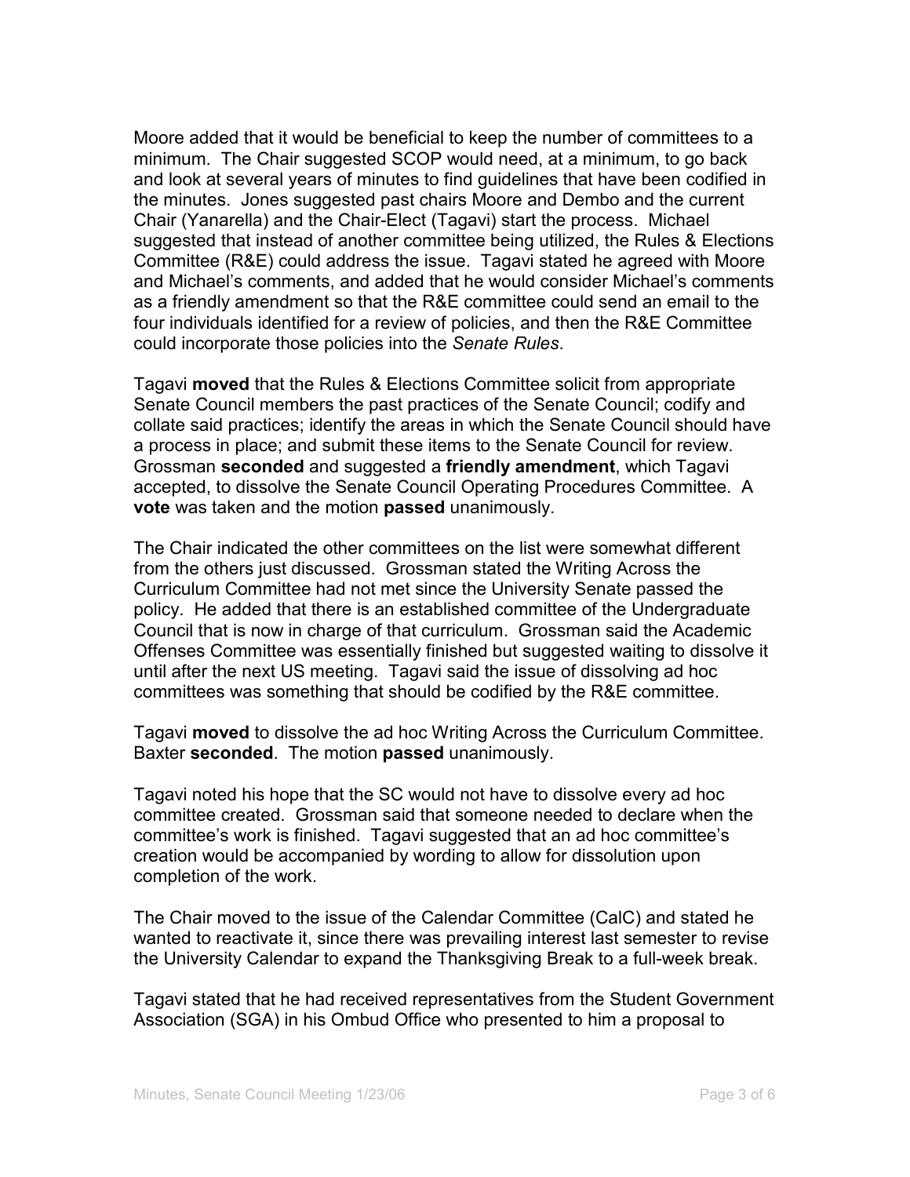Moore added that it would be beneficial to keep the number of committees to a minimum. The Chair suggested SCOP would need, at a minimum, to go back and look at several years of minutes to find guidelines that have been codified in the minutes. Jones suggested past chairs Moore and Dembo and the current Chair (Yanarella) and the Chair-Elect (Tagavi) start the process. Michael suggested that instead of another committee being utilized, the Rules & Elections Committee (R&E) could address the issue. Tagavi stated he agreed with Moore and Michael's comments, and added that he would consider Michael's comments as a friendly amendment so that the R&E committee could send an email to the four individuals identified for a review of policies, and then the R&E Committee could incorporate those policies into the *Senate Rules*.

Tagavi **moved** that the Rules & Elections Committee solicit from appropriate Senate Council members the past practices of the Senate Council; codify and collate said practices; identify the areas in which the Senate Council should have a process in place; and submit these items to the Senate Council for review. Grossman **seconded** and suggested a **friendly amendment**, which Tagavi accepted, to dissolve the Senate Council Operating Procedures Committee. A **vote** was taken and the motion **passed** unanimously.

The Chair indicated the other committees on the list were somewhat different from the others just discussed. Grossman stated the Writing Across the Curriculum Committee had not met since the University Senate passed the policy. He added that there is an established committee of the Undergraduate Council that is now in charge of that curriculum. Grossman said the Academic Offenses Committee was essentially finished but suggested waiting to dissolve it until after the next US meeting. Tagavi said the issue of dissolving ad hoc committees was something that should be codified by the R&E committee.

Tagavi **moved** to dissolve the ad hoc Writing Across the Curriculum Committee. Baxter **seconded**. The motion **passed** unanimously.

Tagavi noted his hope that the SC would not have to dissolve every ad hoc committee created. Grossman said that someone needed to declare when the committee's work is finished. Tagavi suggested that an ad hoc committee's creation would be accompanied by wording to allow for dissolution upon completion of the work.

The Chair moved to the issue of the Calendar Committee (CalC) and stated he wanted to reactivate it, since there was prevailing interest last semester to revise the University Calendar to expand the Thanksgiving Break to a full-week break.

Tagavi stated that he had received representatives from the Student Government Association (SGA) in his Ombud Office who presented to him a proposal to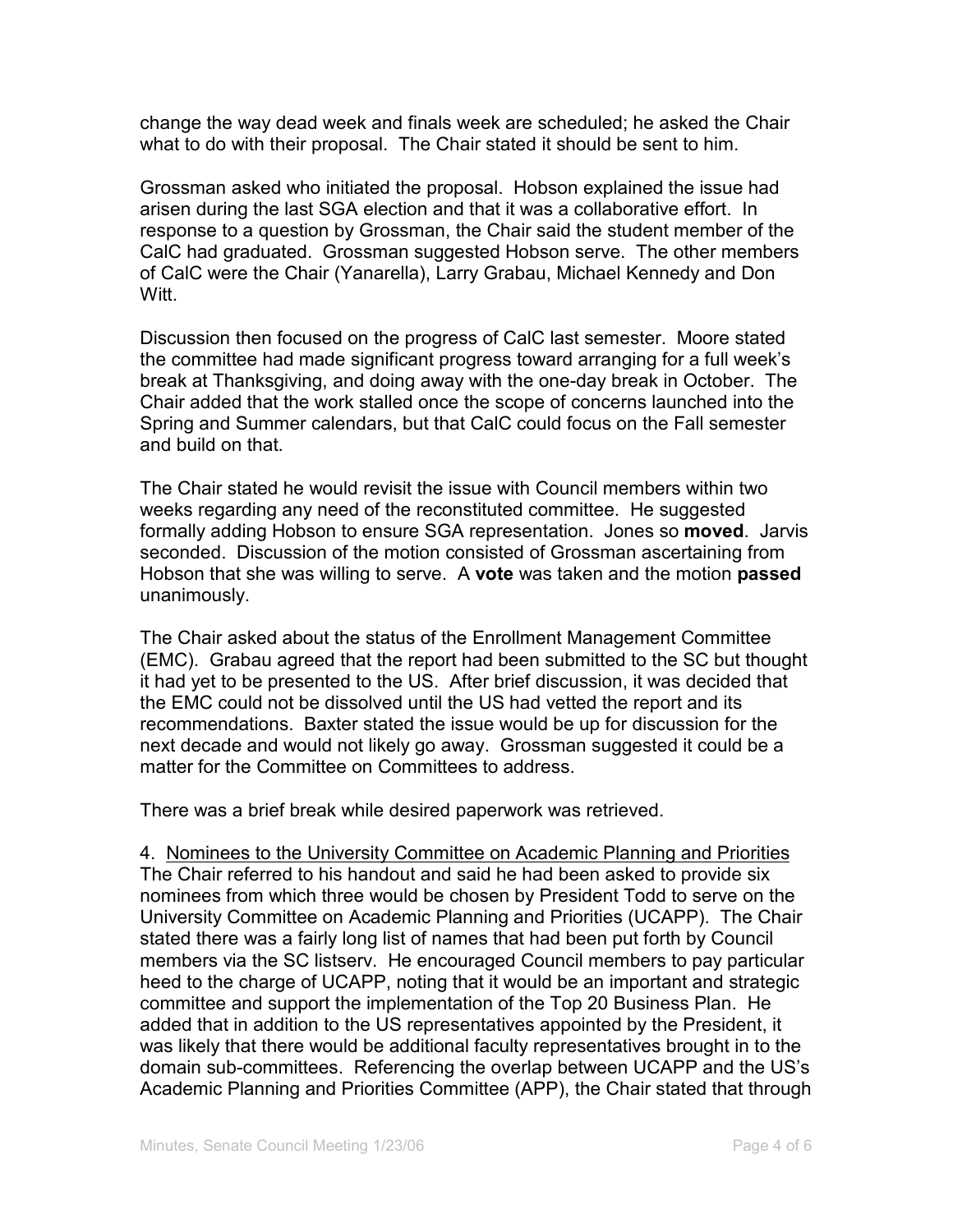change the way dead week and finals week are scheduled; he asked the Chair what to do with their proposal. The Chair stated it should be sent to him.

Grossman asked who initiated the proposal. Hobson explained the issue had arisen during the last SGA election and that it was a collaborative effort. In response to a question by Grossman, the Chair said the student member of the CalC had graduated. Grossman suggested Hobson serve. The other members of CalC were the Chair (Yanarella), Larry Grabau, Michael Kennedy and Don Witt.

Discussion then focused on the progress of CalC last semester. Moore stated the committee had made significant progress toward arranging for a full week's break at Thanksgiving, and doing away with the one-day break in October. The Chair added that the work stalled once the scope of concerns launched into the Spring and Summer calendars, but that CalC could focus on the Fall semester and build on that.

The Chair stated he would revisit the issue with Council members within two weeks regarding any need of the reconstituted committee. He suggested formally adding Hobson to ensure SGA representation. Jones so **moved**. Jarvis seconded. Discussion of the motion consisted of Grossman ascertaining from Hobson that she was willing to serve. A **vote** was taken and the motion **passed** unanimously.

The Chair asked about the status of the Enrollment Management Committee (EMC). Grabau agreed that the report had been submitted to the SC but thought it had yet to be presented to the US. After brief discussion, it was decided that the EMC could not be dissolved until the US had vetted the report and its recommendations. Baxter stated the issue would be up for discussion for the next decade and would not likely go away. Grossman suggested it could be a matter for the Committee on Committees to address.

There was a brief break while desired paperwork was retrieved.

4. <u>Nominees to the University Committee on Academic Planning and Priorities</u>
The Chair referred to his handout and said he had been asked to provide six nominees from which three would be chosen by President Todd to serve on the University Committee on Academic Planning and Priorities (UCAPP). The Chair stated there was a fairly long list of names that had been put forth by Council members via the SC listserv. He encouraged Council members to pay particular heed to the charge of UCAPP, noting that it would be an important and strategic committee and support the implementation of the Top 20 Business Plan. He added that in addition to the US representatives appointed by the President, it was likely that there would be additional faculty representatives brought in to the domain sub-committees. Referencing the overlap between UCAPP and the US's Academic Planning and Priorities Committee (APP), the Chair stated that through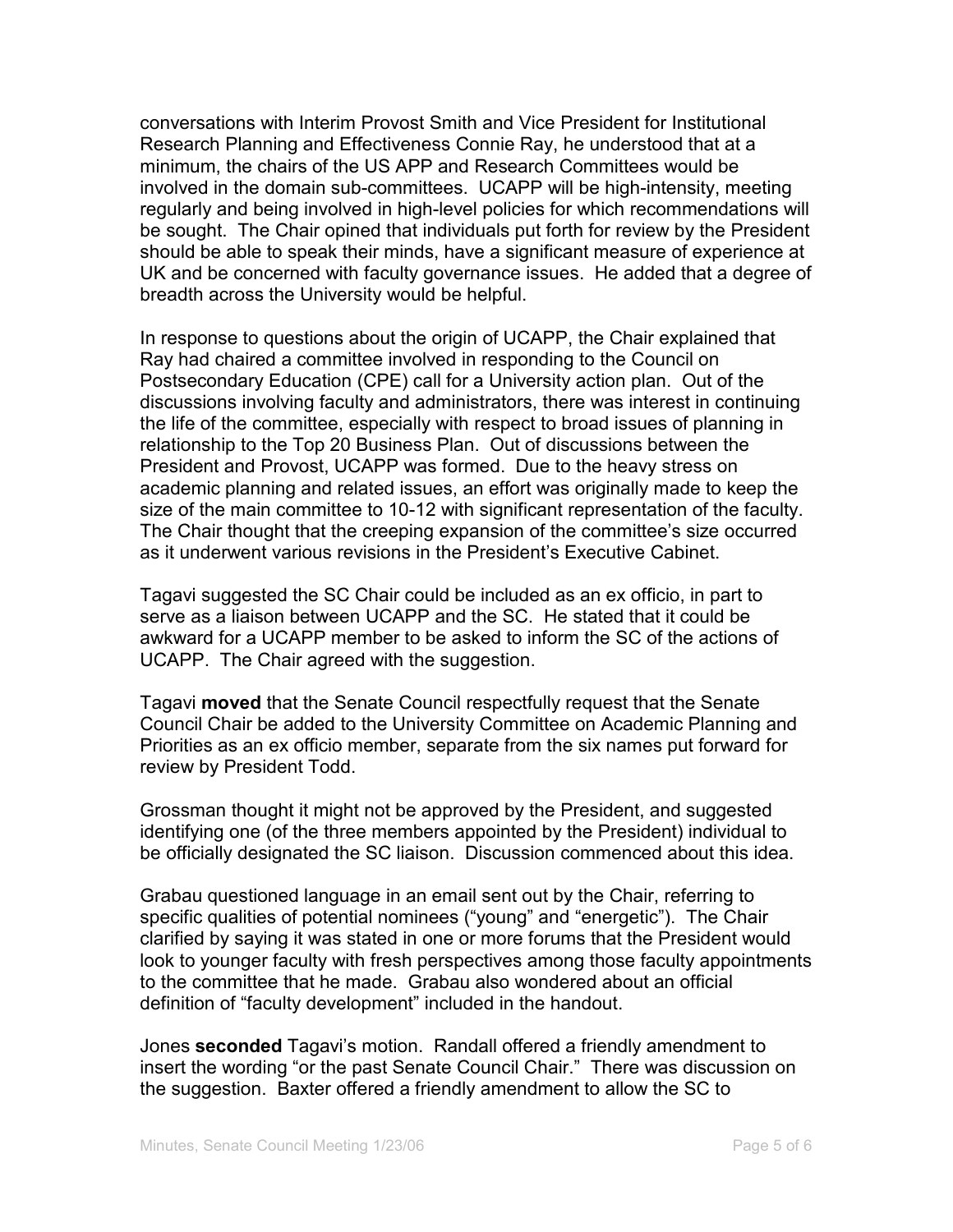conversations with Interim Provost Smith and Vice President for Institutional Research Planning and Effectiveness Connie Ray, he understood that at a minimum, the chairs of the US APP and Research Committees would be involved in the domain sub-committees. UCAPP will be high-intensity, meeting regularly and being involved in high-level policies for which recommendations will be sought. The Chair opined that individuals put forth for review by the President should be able to speak their minds, have a significant measure of experience at UK and be concerned with faculty governance issues. He added that a degree of breadth across the University would be helpful.

In response to questions about the origin of UCAPP, the Chair explained that Ray had chaired a committee involved in responding to the Council on Postsecondary Education (CPE) call for a University action plan. Out of the discussions involving faculty and administrators, there was interest in continuing the life of the committee, especially with respect to broad issues of planning in relationship to the Top 20 Business Plan. Out of discussions between the President and Provost, UCAPP was formed. Due to the heavy stress on academic planning and related issues, an effort was originally made to keep the size of the main committee to 10-12 with significant representation of the faculty. The Chair thought that the creeping expansion of the committee's size occurred as it underwent various revisions in the President's Executive Cabinet.

Tagavi suggested the SC Chair could be included as an ex officio, in part to serve as a liaison between UCAPP and the SC. He stated that it could be awkward for a UCAPP member to be asked to inform the SC of the actions of UCAPP. The Chair agreed with the suggestion.

Tagavi **moved** that the Senate Council respectfully request that the Senate Council Chair be added to the University Committee on Academic Planning and Priorities as an ex officio member, separate from the six names put forward for review by President Todd.

Grossman thought it might not be approved by the President, and suggested identifying one (of the three members appointed by the President) individual to be officially designated the SC liaison. Discussion commenced about this idea.

Grabau questioned language in an email sent out by the Chair, referring to specific qualities of potential nominees ("young" and "energetic"). The Chair clarified by saying it was stated in one or more forums that the President would look to younger faculty with fresh perspectives among those faculty appointments to the committee that he made. Grabau also wondered about an official definition of "faculty development" included in the handout.

Jones **seconded** Tagavi's motion. Randall offered a friendly amendment to insert the wording "or the past Senate Council Chair." There was discussion on the suggestion. Baxter offered a friendly amendment to allow the SC to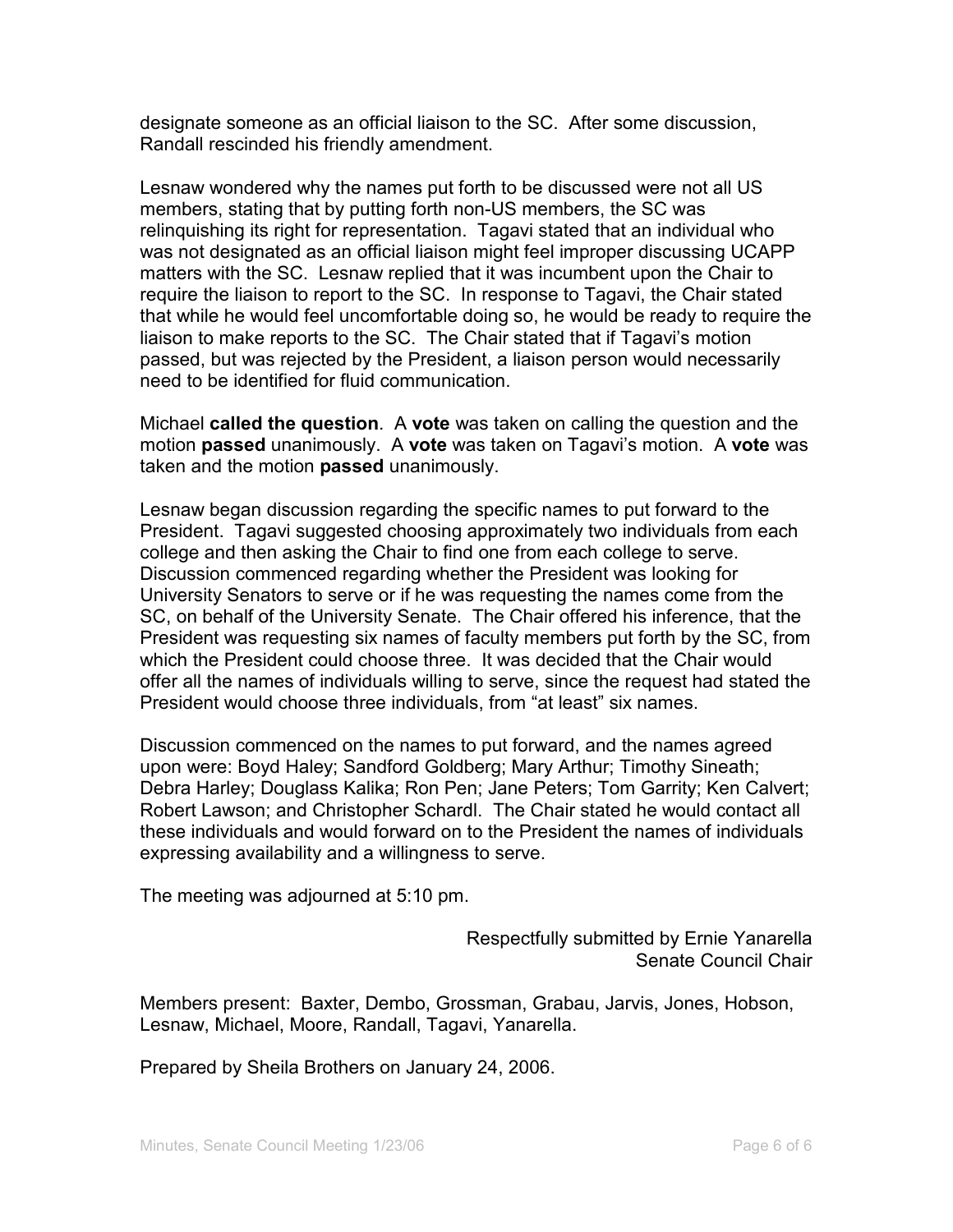designate someone as an official liaison to the SC. After some discussion, Randall rescinded his friendly amendment.

Lesnaw wondered why the names put forth to be discussed were not all US members, stating that by putting forth non-US members, the SC was relinquishing its right for representation. Tagavi stated that an individual who was not designated as an official liaison might feel improper discussing UCAPP matters with the SC. Lesnaw replied that it was incumbent upon the Chair to require the liaison to report to the SC. In response to Tagavi, the Chair stated that while he would feel uncomfortable doing so, he would be ready to require the liaison to make reports to the SC. The Chair stated that if Tagavi's motion passed, but was rejected by the President, a liaison person would necessarily need to be identified for fluid communication.

Michael **called the question**. A **vote** was taken on calling the question and the motion **passed** unanimously. A **vote** was taken on Tagavi's motion. A **vote** was taken and the motion **passed** unanimously.

Lesnaw began discussion regarding the specific names to put forward to the President. Tagavi suggested choosing approximately two individuals from each college and then asking the Chair to find one from each college to serve. Discussion commenced regarding whether the President was looking for University Senators to serve or if he was requesting the names come from the SC, on behalf of the University Senate. The Chair offered his inference, that the President was requesting six names of faculty members put forth by the SC, from which the President could choose three. It was decided that the Chair would offer all the names of individuals willing to serve, since the request had stated the President would choose three individuals, from "at least" six names.

Discussion commenced on the names to put forward, and the names agreed upon were: Boyd Haley; Sandford Goldberg; Mary Arthur; Timothy Sineath; Debra Harley; Douglass Kalika; Ron Pen; Jane Peters; Tom Garrity; Ken Calvert; Robert Lawson; and Christopher Schardl. The Chair stated he would contact all these individuals and would forward on to the President the names of individuals expressing availability and a willingness to serve.

The meeting was adjourned at 5:10 pm.

Respectfully submitted by Ernie Yanarella
Senate Council Chair

Members present: Baxter, Dembo, Grossman, Grabau, Jarvis, Jones, Hobson, Lesnaw, Michael, Moore, Randall, Tagavi, Yanarella.

Prepared by Sheila Brothers on January 24, 2006.